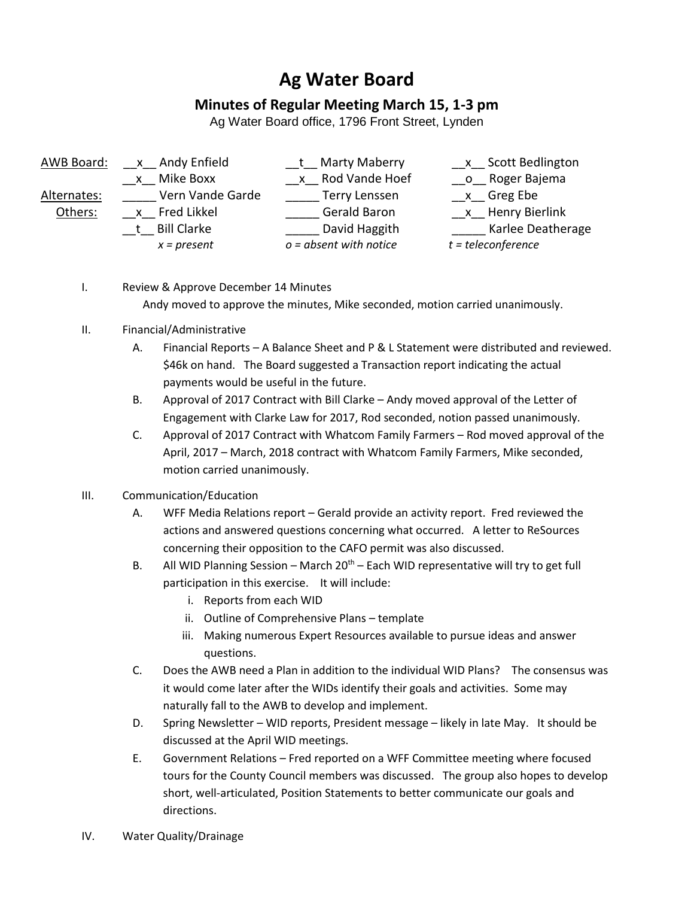# Ag Water Board

## Minutes of Regular Meeting March 15, 1-3 pm

Ag Water Board office, 1796 Front Street, Lynden

| | | | |
|---|---|---|---|
| AWB Board: | __x__ Andy Enfield | __t__ Marty Maberry | __x__ Scott Bedlington |
| | __x__ Mike Boxx | __x__ Rod Vande Hoef | __o__ Roger Bajema |
| Alternates: | _____ Vern Vande Garde | _____ Terry Lenssen | __x__ Greg Ebe |
| Others: | __x__ Fred Likkel | _____ Gerald Baron | __x__ Henry Bierlink |
| | __t__ Bill Clarke | _____ David Haggith | _____ Karlee Deatherage |
| | *x = present* | *o = absent with notice* | *t = teleconference* |

I. Review & Approve December 14 Minutes

Andy moved to approve the minutes, Mike seconded, motion carried unanimously.

II. Financial/Administrative

A. Financial Reports – A Balance Sheet and P & L Statement were distributed and reviewed. $46k on hand. The Board suggested a Transaction report indicating the actual payments would be useful in the future.

B. Approval of 2017 Contract with Bill Clarke – Andy moved approval of the Letter of Engagement with Clarke Law for 2017, Rod seconded, notion passed unanimously.

C. Approval of 2017 Contract with Whatcom Family Farmers – Rod moved approval of the April, 2017 – March, 2018 contract with Whatcom Family Farmers, Mike seconded, motion carried unanimously.

III. Communication/Education

A. WFF Media Relations report – Gerald provide an activity report. Fred reviewed the actions and answered questions concerning what occurred. A letter to ReSources concerning their opposition to the CAFO permit was also discussed.

B. All WID Planning Session – March 20th – Each WID representative will try to get full participation in this exercise. It will include:

i. Reports from each WID

ii. Outline of Comprehensive Plans – template

iii. Making numerous Expert Resources available to pursue ideas and answer questions.

C. Does the AWB need a Plan in addition to the individual WID Plans? The consensus was it would come later after the WIDs identify their goals and activities. Some may naturally fall to the AWB to develop and implement.

D. Spring Newsletter – WID reports, President message – likely in late May. It should be discussed at the April WID meetings.

E. Government Relations – Fred reported on a WFF Committee meeting where focused tours for the County Council members was discussed. The group also hopes to develop short, well-articulated, Position Statements to better communicate our goals and directions.

IV. Water Quality/Drainage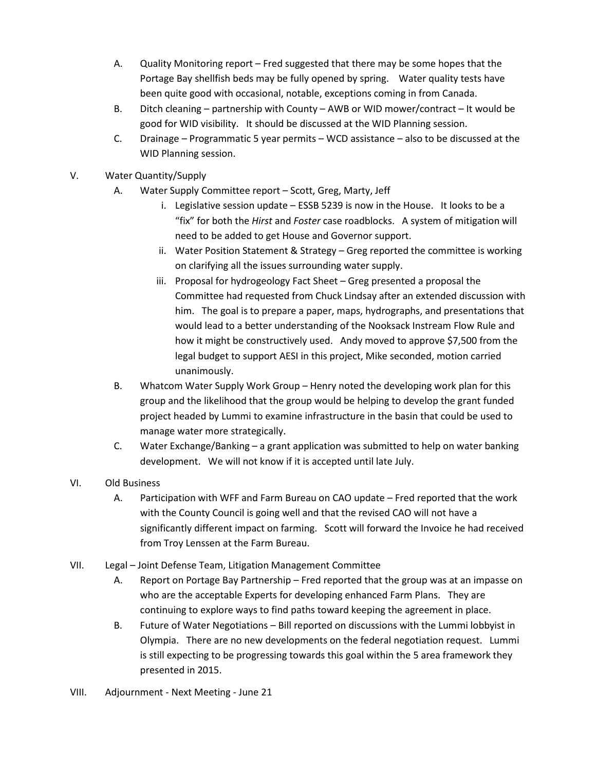A. Quality Monitoring report – Fred suggested that there may be some hopes that the Portage Bay shellfish beds may be fully opened by spring. Water quality tests have been quite good with occasional, notable, exceptions coming in from Canada.

B. Ditch cleaning – partnership with County – AWB or WID mower/contract – It would be good for WID visibility. It should be discussed at the WID Planning session.

C. Drainage – Programmatic 5 year permits – WCD assistance – also to be discussed at the WID Planning session.

V. Water Quantity/Supply

A. Water Supply Committee report – Scott, Greg, Marty, Jeff

i. Legislative session update – ESSB 5239 is now in the House. It looks to be a "fix" for both the *Hirst* and *Foster* case roadblocks. A system of mitigation will need to be added to get House and Governor support.

ii. Water Position Statement & Strategy – Greg reported the committee is working on clarifying all the issues surrounding water supply.

iii. Proposal for hydrogeology Fact Sheet – Greg presented a proposal the Committee had requested from Chuck Lindsay after an extended discussion with him. The goal is to prepare a paper, maps, hydrographs, and presentations that would lead to a better understanding of the Nooksack Instream Flow Rule and how it might be constructively used. Andy moved to approve $7,500 from the legal budget to support AESI in this project, Mike seconded, motion carried unanimously.

B. Whatcom Water Supply Work Group – Henry noted the developing work plan for this group and the likelihood that the group would be helping to develop the grant funded project headed by Lummi to examine infrastructure in the basin that could be used to manage water more strategically.

C. Water Exchange/Banking – a grant application was submitted to help on water banking development. We will not know if it is accepted until late July.

VI. Old Business

A. Participation with WFF and Farm Bureau on CAO update – Fred reported that the work with the County Council is going well and that the revised CAO will not have a significantly different impact on farming. Scott will forward the Invoice he had received from Troy Lenssen at the Farm Bureau.

VII. Legal – Joint Defense Team, Litigation Management Committee

A. Report on Portage Bay Partnership – Fred reported that the group was at an impasse on who are the acceptable Experts for developing enhanced Farm Plans. They are continuing to explore ways to find paths toward keeping the agreement in place.

B. Future of Water Negotiations – Bill reported on discussions with the Lummi lobbyist in Olympia. There are no new developments on the federal negotiation request. Lummi is still expecting to be progressing towards this goal within the 5 area framework they presented in 2015.

VIII. Adjournment - Next Meeting - June 21